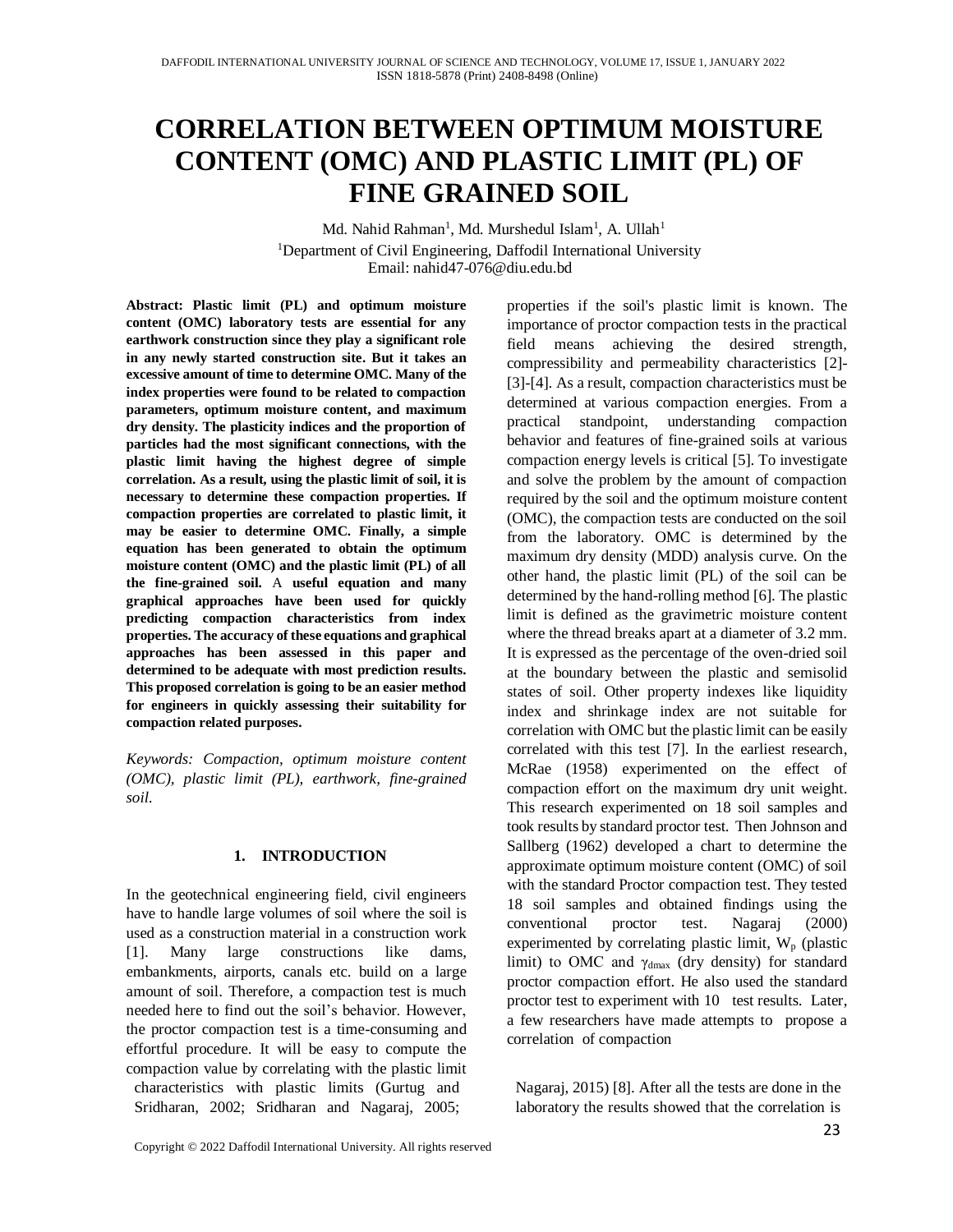// Title
# CORRELATION BETWEEN OPTIMUM MOISTURE CONTENT (OMC) AND PLASTIC LIMIT (PL) OF FINE GRAINED SOIL

Md. Nahid Rahman[1], Md. Murshedul Islam[1], A. Ullah[1]

[1]Department of Civil Engineering, Daffodil International University

Email: nahid47-076@diu.edu.bd

**Abstract: Plastic limit (PL) and optimum moisture content (OMC) laboratory tests are essential for any earthwork construction since they play a significant role in any newly started construction site. But it takes an excessive amount of time to determine OMC. Many of the index properties were found to be related to compaction parameters, optimum moisture content, and maximum dry density. The plasticity indices and the proportion of particles had the most significant connections, with the plastic limit having the highest degree of simple correlation. As a result, using the plastic limit of soil, it is necessary to determine these compaction properties. If compaction properties are correlated to plastic limit, it may be easier to determine OMC. Finally, a simple equation has been generated to obtain the optimum moisture content (OMC) and the plastic limit (PL) of all the fine-grained soil.** A **useful equation and many graphical approaches have been used for quickly predicting compaction characteristics from index properties. The accuracy of these equations and graphical approaches has been assessed in this paper and determined to be adequate with most prediction results. This proposed correlation is going to be an easier method for engineers in quickly assessing their suitability for compaction related purposes.**

*Keywords: Compaction, optimum moisture content (OMC), plastic limit (PL), earthwork, fine-grained soil.*

## 1. INTRODUCTION

In the geotechnical engineering field, civil engineers have to handle large volumes of soil where the soil is used as a construction material in a construction work [1]. Many large constructions like dams, embankments, airports, canals etc. build on a large amount of soil. Therefore, a compaction test is much needed here to find out the soil's behavior. However, the proctor compaction test is a time-consuming and effortful procedure. It will be easy to compute the compaction value by correlating with the plastic limit properties if the soil's plastic limit is known. The importance of proctor compaction tests in the practical field means achieving the desired strength, compressibility and permeability characteristics [2]-[3]-[4]. As a result, compaction characteristics must be determined at various compaction energies. From a practical standpoint, understanding compaction behavior and features of fine-grained soils at various compaction energy levels is critical [5]. To investigate and solve the problem by the amount of compaction required by the soil and the optimum moisture content (OMC), the compaction tests are conducted on the soil from the laboratory. OMC is determined by the maximum dry density (MDD) analysis curve. On the other hand, the plastic limit (PL) of the soil can be determined by the hand-rolling method [6]. The plastic limit is defined as the gravimetric moisture content where the thread breaks apart at a diameter of 3.2 mm. It is expressed as the percentage of the oven-dried soil at the boundary between the plastic and semisolid states of soil. Other property indexes like liquidity index and shrinkage index are not suitable for correlation with OMC but the plastic limit can be easily correlated with this test [7]. In the earliest research, McRae (1958) experimented on the effect of compaction effort on the maximum dry unit weight. This research experimented on 18 soil samples and took results by standard proctor test. Then Johnson and Sallberg (1962) developed a chart to determine the approximate optimum moisture content (OMC) of soil with the standard Proctor compaction test. They tested 18 soil samples and obtained findings using the conventional proctor test. Nagaraj (2000) experimented by correlating plastic limit, $W_p$ (plastic limit) to OMC and $\gamma_{dmax}$ (dry density) for standard proctor compaction effort. He also used the standard proctor test to experiment with 10 test results. Later, a few researchers have made attempts to propose a correlation of compaction characteristics with plastic limits (Gurtug and Sridharan, 2002; Sridharan and Nagaraj, 2005; Nagaraj, 2015) [8]. After all the tests are done in the laboratory the results showed that the correlation is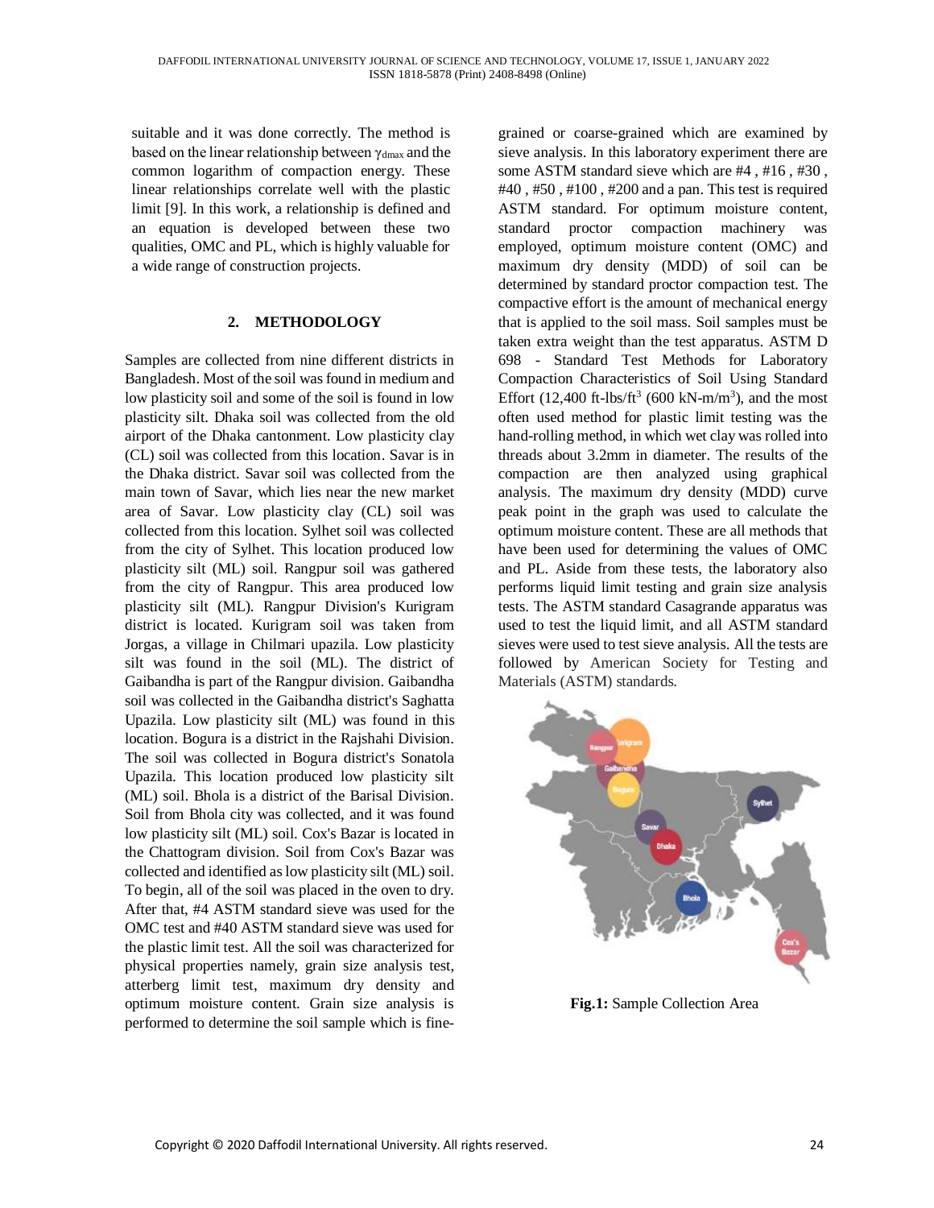suitable and it was done correctly. The method is based on the linear relationship between $\gamma_{dmax}$ and the common logarithm of compaction energy. These linear relationships correlate well with the plastic limit [9]. In this work, a relationship is defined and an equation is developed between these two qualities, OMC and PL, which is highly valuable for a wide range of construction projects.

## 2. METHODOLOGY

Samples are collected from nine different districts in Bangladesh. Most of the soil was found in medium and low plasticity soil and some of the soil is found in low plasticity silt. Dhaka soil was collected from the old airport of the Dhaka cantonment. Low plasticity clay (CL) soil was collected from this location. Savar is in the Dhaka district. Savar soil was collected from the main town of Savar, which lies near the new market area of Savar. Low plasticity clay (CL) soil was collected from this location. Sylhet soil was collected from the city of Sylhet. This location produced low plasticity silt (ML) soil. Rangpur soil was gathered from the city of Rangpur. This area produced low plasticity silt (ML). Rangpur Division's Kurigram district is located. Kurigram soil was taken from Jorgas, a village in Chilmari upazila. Low plasticity silt was found in the soil (ML). The district of Gaibandha is part of the Rangpur division. Gaibandha soil was collected in the Gaibandha district's Saghatta Upazila. Low plasticity silt (ML) was found in this location. Bogura is a district in the Rajshahi Division. The soil was collected in Bogura district's Sonatola Upazila. This location produced low plasticity silt (ML) soil. Bhola is a district of the Barisal Division. Soil from Bhola city was collected, and it was found low plasticity silt (ML) soil. Cox's Bazar is located in the Chattogram division. Soil from Cox's Bazar was collected and identified as low plasticity silt (ML) soil. To begin, all of the soil was placed in the oven to dry. After that, #4 ASTM standard sieve was used for the OMC test and #40 ASTM standard sieve was used for the plastic limit test. All the soil was characterized for physical properties namely, grain size analysis test, atterberg limit test, maximum dry density and optimum moisture content. Grain size analysis is performed to determine the soil sample which is fine-grained or coarse-grained which are examined by sieve analysis. In this laboratory experiment there are some ASTM standard sieve which are #4 , #16 , #30 , #40 , #50 , #100 , #200 and a pan. This test is required ASTM standard. For optimum moisture content, standard proctor compaction machinery was employed, optimum moisture content (OMC) and maximum dry density (MDD) of soil can be determined by standard proctor compaction test. The compactive effort is the amount of mechanical energy that is applied to the soil mass. Soil samples must be taken extra weight than the test apparatus. ASTM D 698 - Standard Test Methods for Laboratory Compaction Characteristics of Soil Using Standard Effort (12,400 ft-lbs/ft$^3$ (600 kN-m/m$^3$), and the most often used method for plastic limit testing was the hand-rolling method, in which wet clay was rolled into threads about 3.2mm in diameter. The results of the compaction are then analyzed using graphical analysis. The maximum dry density (MDD) curve peak point in the graph was used to calculate the optimum moisture content. These are all methods that have been used for determining the values of OMC and PL. Aside from these tests, the laboratory also performs liquid limit testing and grain size analysis tests. The ASTM standard Casagrande apparatus was used to test the liquid limit, and all ASTM standard sieves were used to test sieve analysis. All the tests are followed by American Society for Testing and Materials (ASTM) standards.

**Fig.1:** Sample Collection Area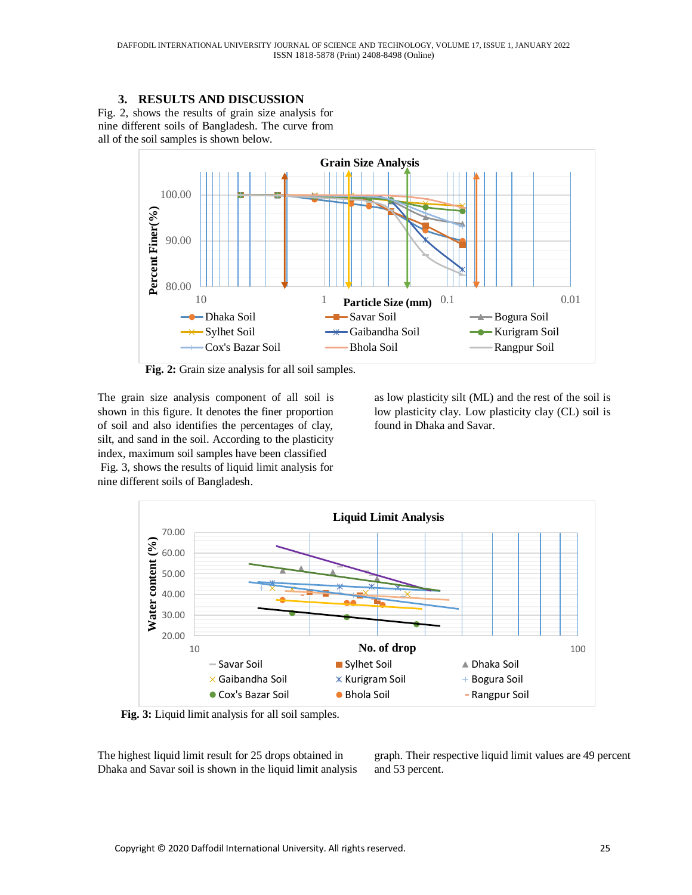## 3. RESULTS AND DISCUSSION

Fig. 2, shows the results of grain size analysis for nine different soils of Bangladesh. The curve from all of the soil samples is shown below.

**Fig. 2:** Grain size analysis for all soil samples.

The grain size analysis component of all soil is shown in this figure. It denotes the finer proportion of soil and also identifies the percentages of clay, silt, and sand in the soil. According to the plasticity index, maximum soil samples have been classified as low plasticity silt (ML) and the rest of the soil is low plasticity clay. Low plasticity clay (CL) soil is found in Dhaka and Savar.

Fig. 3, shows the results of liquid limit analysis for nine different soils of Bangladesh.

**Fig. 3:** Liquid limit analysis for all soil samples.

The highest liquid limit result for 25 drops obtained in Dhaka and Savar soil is shown in the liquid limit analysis graph. Their respective liquid limit values are 49 percent and 53 percent.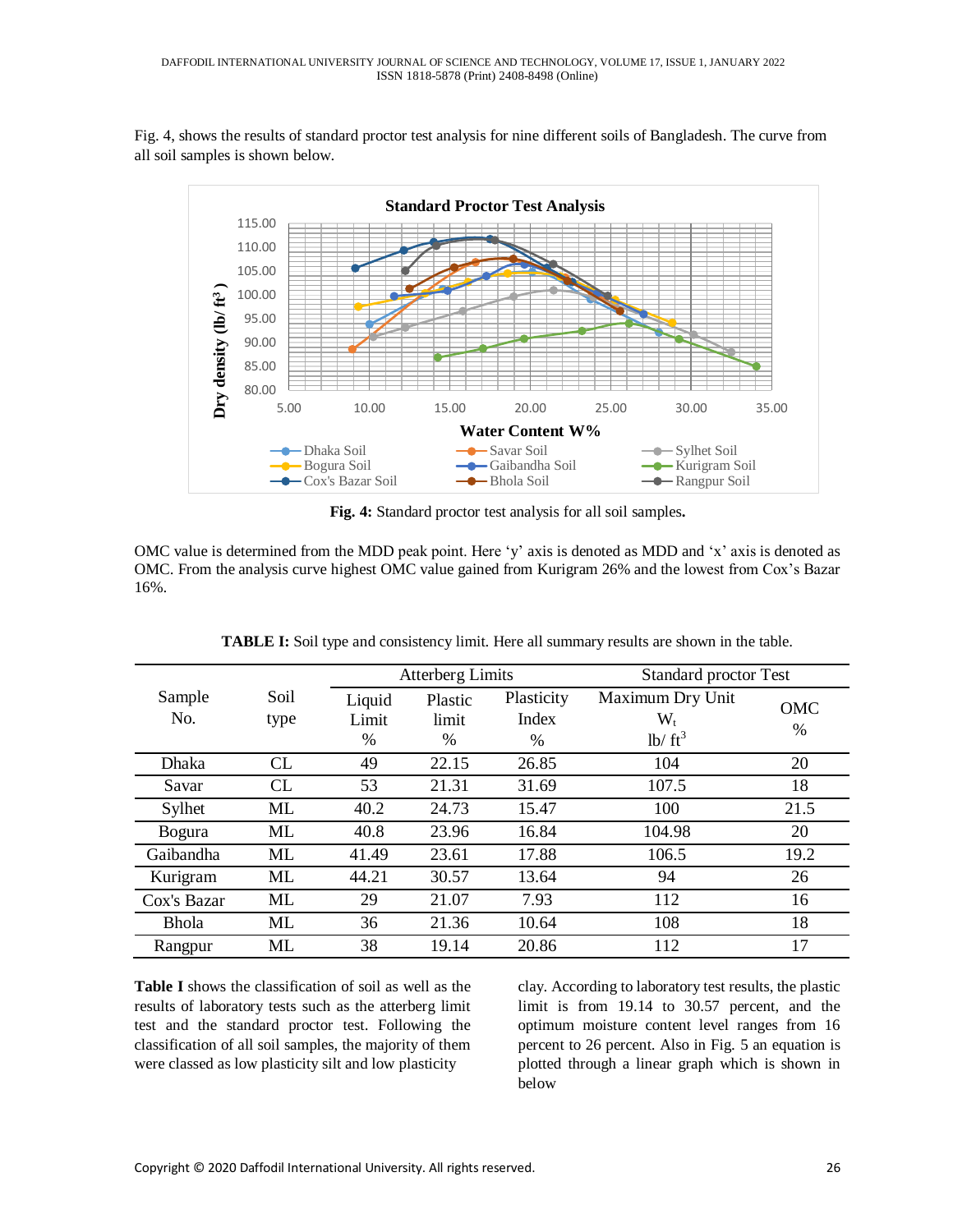Fig. 4, shows the results of standard proctor test analysis for nine different soils of Bangladesh. The curve from all soil samples is shown below.

**Fig. 4:** Standard proctor test analysis for all soil samples.

OMC value is determined from the MDD peak point. Here 'y' axis is denoted as MDD and 'x' axis is denoted as OMC. From the analysis curve highest OMC value gained from Kurigram 26% and the lowest from Cox's Bazar 16%.

**TABLE I:** Soil type and consistency limit. Here all summary results are shown in the table.

| Sample No. | Soil type | Atterberg Limits | | | Standard proctor Test | |
|---|---|---|---|---|---|---|
| | | Liquid Limit % | Plastic limit % | Plasticity Index % | Maximum Dry Unit $W_t$ lb/ $ft^3$ | OMC % |
| Dhaka | CL | 49 | 22.15 | 26.85 | 104 | 20 |
| Savar | CL | 53 | 21.31 | 31.69 | 107.5 | 18 |
| Sylhet | ML | 40.2 | 24.73 | 15.47 | 100 | 21.5 |
| Bogura | ML | 40.8 | 23.96 | 16.84 | 104.98 | 20 |
| Gaibandha | ML | 41.49 | 23.61 | 17.88 | 106.5 | 19.2 |
| Kurigram | ML | 44.21 | 30.57 | 13.64 | 94 | 26 |
| Cox's Bazar | ML | 29 | 21.07 | 7.93 | 112 | 16 |
| Bhola | ML | 36 | 21.36 | 10.64 | 108 | 18 |
| Rangpur | ML | 38 | 19.14 | 20.86 | 112 | 17 |

**Table I** shows the classification of soil as well as the results of laboratory tests such as the atterberg limit test and the standard proctor test. Following the classification of all soil samples, the majority of them were classed as low plasticity silt and low plasticity clay. According to laboratory test results, the plastic limit is from 19.14 to 30.57 percent, and the optimum moisture content level ranges from 16 percent to 26 percent. Also in Fig. 5 an equation is plotted through a linear graph which is shown in below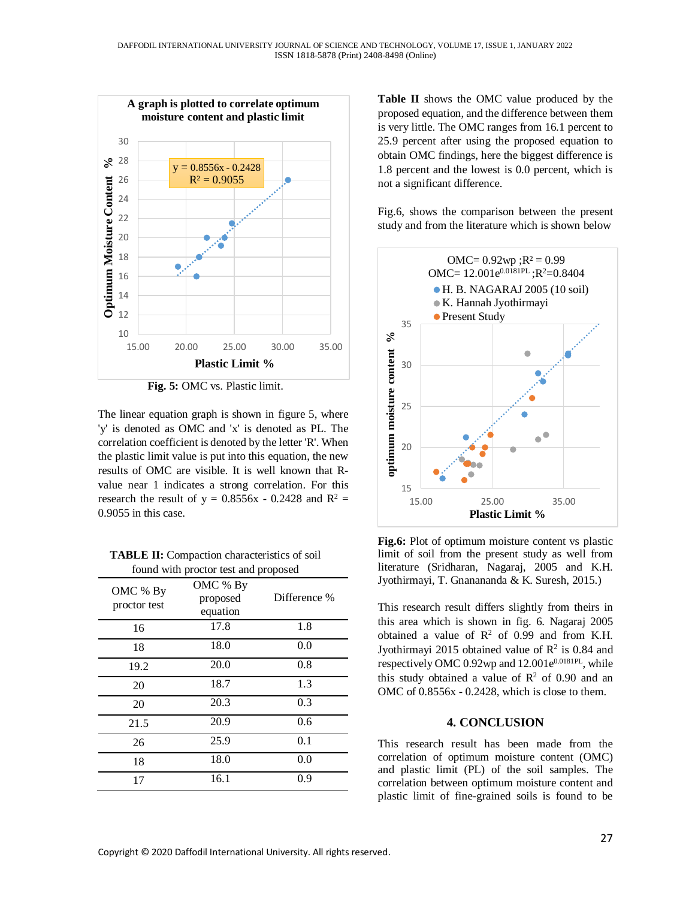Fig. 5: OMC vs. Plastic limit.

The linear equation graph is shown in figure 5, where 'y' is denoted as OMC and 'x' is denoted as PL. The correlation coefficient is denoted by the letter 'R'. When the plastic limit value is put into this equation, the new results of OMC are visible. It is well known that R-value near 1 indicates a strong correlation. For this research the result of $y = 0.8556x - 0.2428$ and $R^2 = 0.9055$ in this case.

**TABLE II:** Compaction characteristics of soil found with proctor test and proposed

| OMC % By proctor test | OMC % By proposed equation | Difference % |
|---|---|---|
| 16 | 17.8 | 1.8 |
| 18 | 18.0 | 0.0 |
| 19.2 | 20.0 | 0.8 |
| 20 | 18.7 | 1.3 |
| 20 | 20.3 | 0.3 |
| 21.5 | 20.9 | 0.6 |
| 26 | 25.9 | 0.1 |
| 18 | 18.0 | 0.0 |
| 17 | 16.1 | 0.9 |

**Table II** shows the OMC value produced by the proposed equation, and the difference between them is very little. The OMC ranges from 16.1 percent to 25.9 percent after using the proposed equation to obtain OMC findings, here the biggest difference is 1.8 percent and the lowest is 0.0 percent, which is not a significant difference.

Fig.6, shows the comparison between the present study and from the literature which is shown below

**Fig.6:** Plot of optimum moisture content vs plastic limit of soil from the present study as well from literature (Sridharan, Nagaraj, 2005 and K.H. Jyothirmayi, T. Gnanananda & K. Suresh, 2015.)

This research result differs slightly from theirs in this area which is shown in fig. 6. Nagaraj 2005 obtained a value of $R^2$ of 0.99 and from K.H. Jyothirmayi 2015 obtained value of $R^2$ is 0.84 and respectively OMC 0.92wp and $12.001e^{0.0181PL}$, while this study obtained a value of $R^2$ of 0.90 and an OMC of $0.8556x - 0.2428$, which is close to them.

## 4. CONCLUSION

This research result has been made from the correlation of optimum moisture content (OMC) and plastic limit (PL) of the soil samples. The correlation between optimum moisture content and plastic limit of fine-grained soils is found to be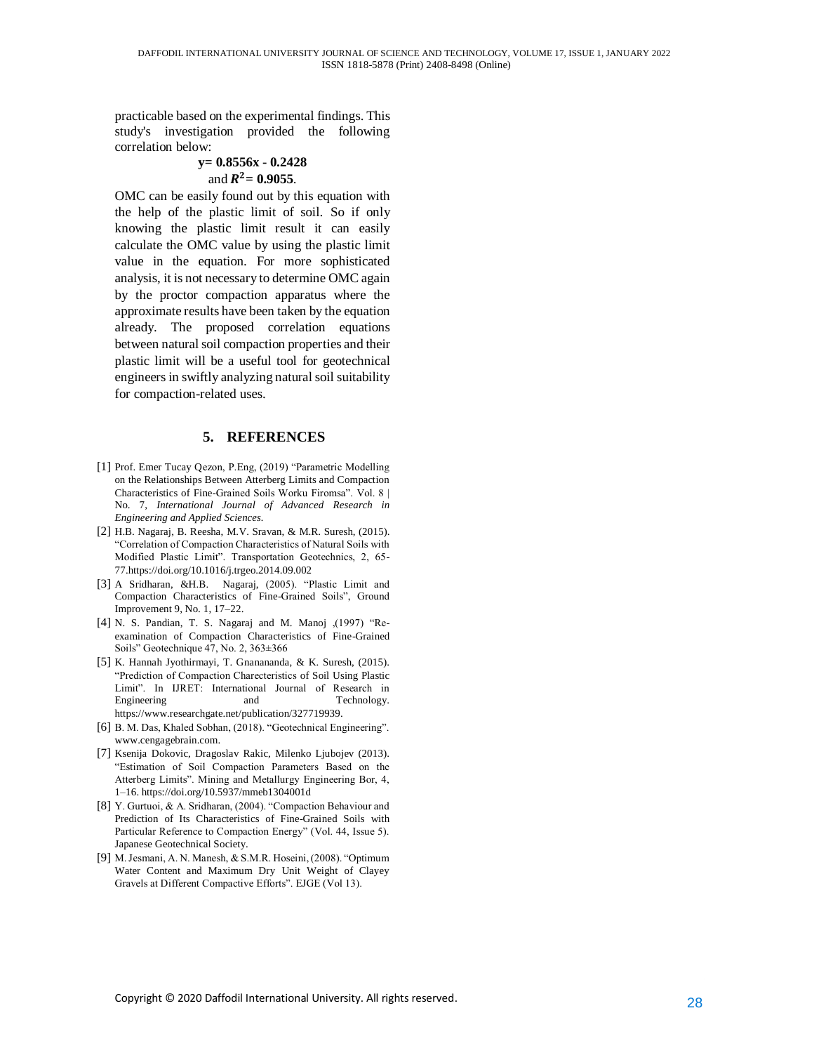practicable based on the experimental findings. This study's investigation provided the following correlation below:

$$y = 0.8556x - 0.2428$$

and $R^2 = 0.9055$.

OMC can be easily found out by this equation with the help of the plastic limit of soil. So if only knowing the plastic limit result it can easily calculate the OMC value by using the plastic limit value in the equation. For more sophisticated analysis, it is not necessary to determine OMC again by the proctor compaction apparatus where the approximate results have been taken by the equation already. The proposed correlation equations between natural soil compaction properties and their plastic limit will be a useful tool for geotechnical engineers in swiftly analyzing natural soil suitability for compaction-related uses.

## 5. REFERENCES

[1] Prof. Emer Tucay Qezon, P.Eng, (2019) "Parametric Modelling on the Relationships Between Atterberg Limits and Compaction Characteristics of Fine-Grained Soils Worku Firomsa". Vol. 8 | No. 7, *International Journal of Advanced Research in Engineering and Applied Sciences.*

[2] H.B. Nagaraj, B. Reesha, M.V. Sravan, & M.R. Suresh, (2015). "Correlation of Compaction Characteristics of Natural Soils with Modified Plastic Limit". Transportation Geotechnics, 2, 65-77.https://doi.org/10.1016/j.trgeo.2014.09.002

[3] A Sridharan, &H.B. Nagaraj, (2005). "Plastic Limit and Compaction Characteristics of Fine-Grained Soils", Ground Improvement 9, No. 1, 17–22.

[4] N. S. Pandian, T. S. Nagaraj and M. Manoj ,(1997) "Re-examination of Compaction Characteristics of Fine-Grained Soils" Geotechnique 47, No. 2, 363±366

[5] K. Hannah Jyothirmayi, T. Gnanananda, & K. Suresh, (2015). "Prediction of Compaction Charecteristics of Soil Using Plastic Limit". In IJRET: International Journal of Research in Engineering and Technology. https://www.researchgate.net/publication/327719939.

[6] B. M. Das, Khaled Sobhan, (2018). "Geotechnical Engineering". www.cengagebrain.com.

[7] Ksenija Dokovic, Dragoslav Rakic, Milenko Ljubojev (2013). "Estimation of Soil Compaction Parameters Based on the Atterberg Limits". Mining and Metallurgy Engineering Bor, 4, 1–16. https://doi.org/10.5937/mmeb1304001d

[8] Y. Gurtuoi, & A. Sridharan, (2004). "Compaction Behaviour and Prediction of Its Characteristics of Fine-Grained Soils with Particular Reference to Compaction Energy" (Vol. 44, Issue 5). Japanese Geotechnical Society.

[9] M. Jesmani, A. N. Manesh, & S.M.R. Hoseini, (2008). "Optimum Water Content and Maximum Dry Unit Weight of Clayey Gravels at Different Compactive Efforts". EJGE (Vol 13).